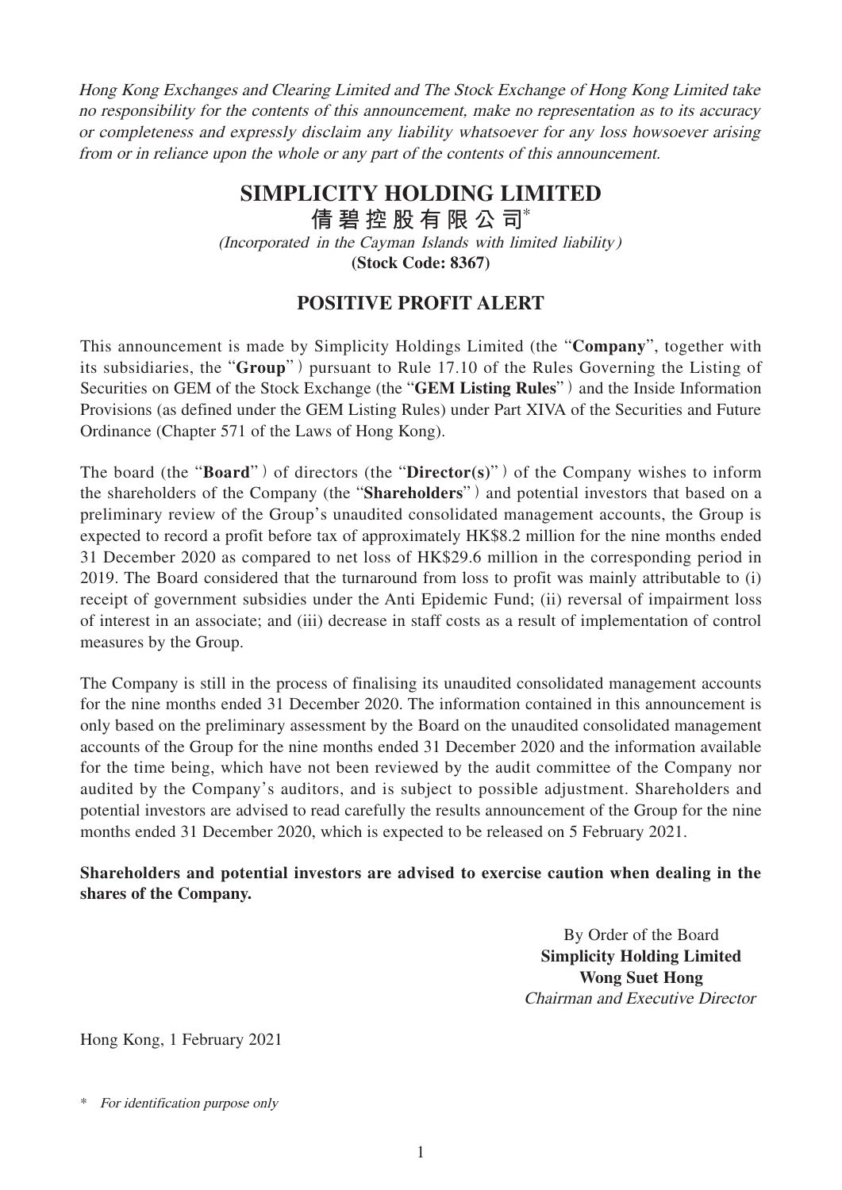*Hong Kong Exchanges and Clearing Limited and The Stock Exchange of Hong Kong Limited take no responsibility for the contents of this announcement, make no representation as to its accuracy or completeness and expressly disclaim any liability whatsoever for any loss howsoever arising from or in reliance upon the whole or any part of the contents of this announcement.*

# SIMPLICITY HOLDING LIMITED

# 倩碧控股有限公司*

*(Incorporated in the Cayman Islands with limited liability)*

**(Stock Code: 8367)**

## POSITIVE PROFIT ALERT

This announcement is made by Simplicity Holdings Limited (the "**Company**", together with its subsidiaries, the "**Group**") pursuant to Rule 17.10 of the Rules Governing the Listing of Securities on GEM of the Stock Exchange (the "**GEM Listing Rules**") and the Inside Information Provisions (as defined under the GEM Listing Rules) under Part XIVA of the Securities and Future Ordinance (Chapter 571 of the Laws of Hong Kong).

The board (the "**Board**") of directors (the "**Director(s)**") of the Company wishes to inform the shareholders of the Company (the "**Shareholders**") and potential investors that based on a preliminary review of the Group's unaudited consolidated management accounts, the Group is expected to record a profit before tax of approximately HK$8.2 million for the nine months ended 31 December 2020 as compared to net loss of HK$29.6 million in the corresponding period in 2019. The Board considered that the turnaround from loss to profit was mainly attributable to (i) receipt of government subsidies under the Anti Epidemic Fund; (ii) reversal of impairment loss of interest in an associate; and (iii) decrease in staff costs as a result of implementation of control measures by the Group.

The Company is still in the process of finalising its unaudited consolidated management accounts for the nine months ended 31 December 2020. The information contained in this announcement is only based on the preliminary assessment by the Board on the unaudited consolidated management accounts of the Group for the nine months ended 31 December 2020 and the information available for the time being, which have not been reviewed by the audit committee of the Company nor audited by the Company's auditors, and is subject to possible adjustment. Shareholders and potential investors are advised to read carefully the results announcement of the Group for the nine months ended 31 December 2020, which is expected to be released on 5 February 2021.

**Shareholders and potential investors are advised to exercise caution when dealing in the shares of the Company.**

By Order of the Board
**Simplicity Holding Limited**
**Wong Suet Hong**
*Chairman and Executive Director*

Hong Kong, 1 February 2021

\* *For identification purpose only*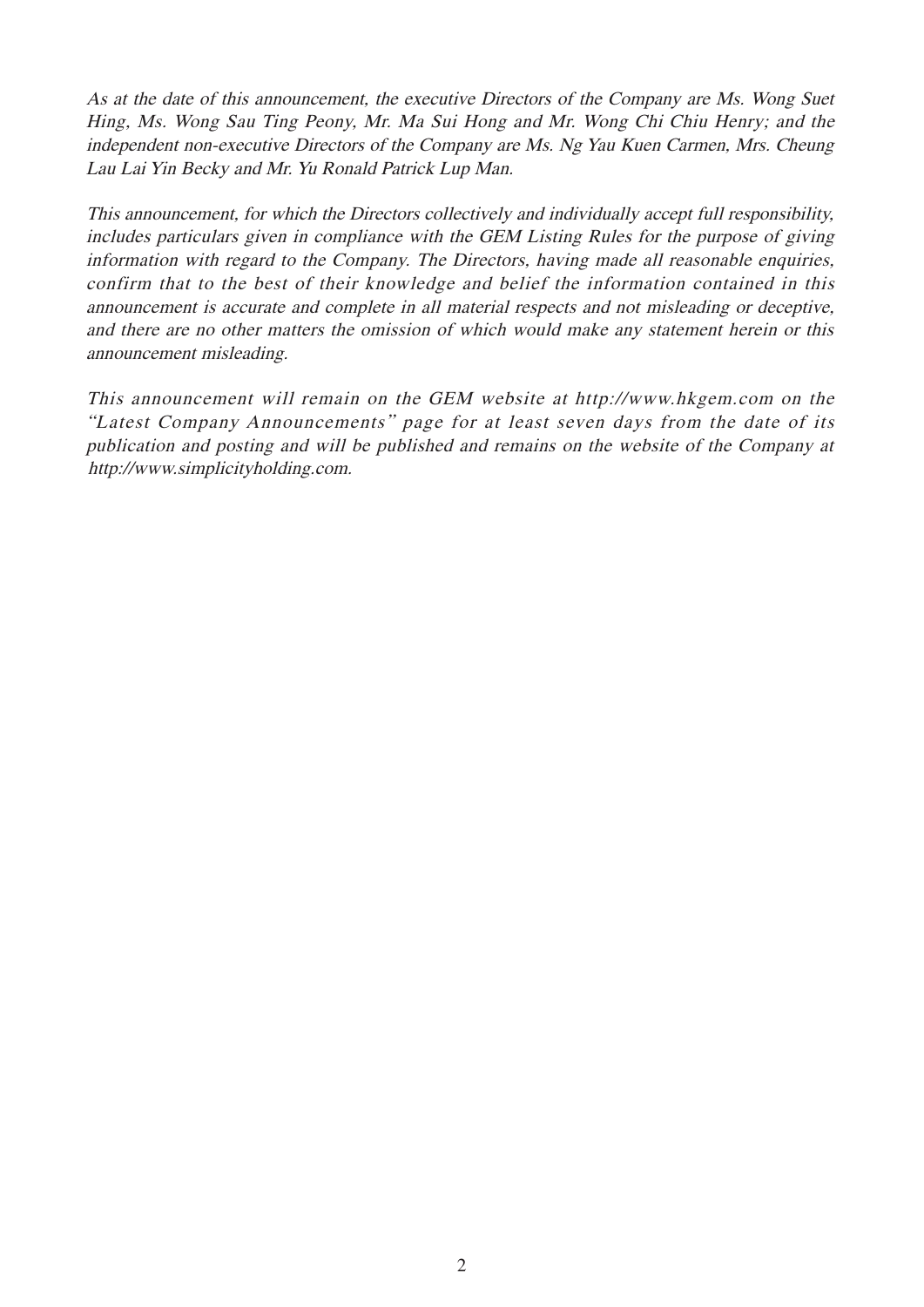*As at the date of this announcement, the executive Directors of the Company are Ms. Wong Suet Hing, Ms. Wong Sau Ting Peony, Mr. Ma Sui Hong and Mr. Wong Chi Chiu Henry; and the independent non-executive Directors of the Company are Ms. Ng Yau Kuen Carmen, Mrs. Cheung Lau Lai Yin Becky and Mr. Yu Ronald Patrick Lup Man.*

*This announcement, for which the Directors collectively and individually accept full responsibility, includes particulars given in compliance with the GEM Listing Rules for the purpose of giving information with regard to the Company. The Directors, having made all reasonable enquiries, confirm that to the best of their knowledge and belief the information contained in this announcement is accurate and complete in all material respects and not misleading or deceptive, and there are no other matters the omission of which would make any statement herein or this announcement misleading.*

*This announcement will remain on the GEM website at http://www.hkgem.com on the "Latest Company Announcements" page for at least seven days from the date of its publication and posting and will be published and remains on the website of the Company at http://www.simplicityholding.com.*